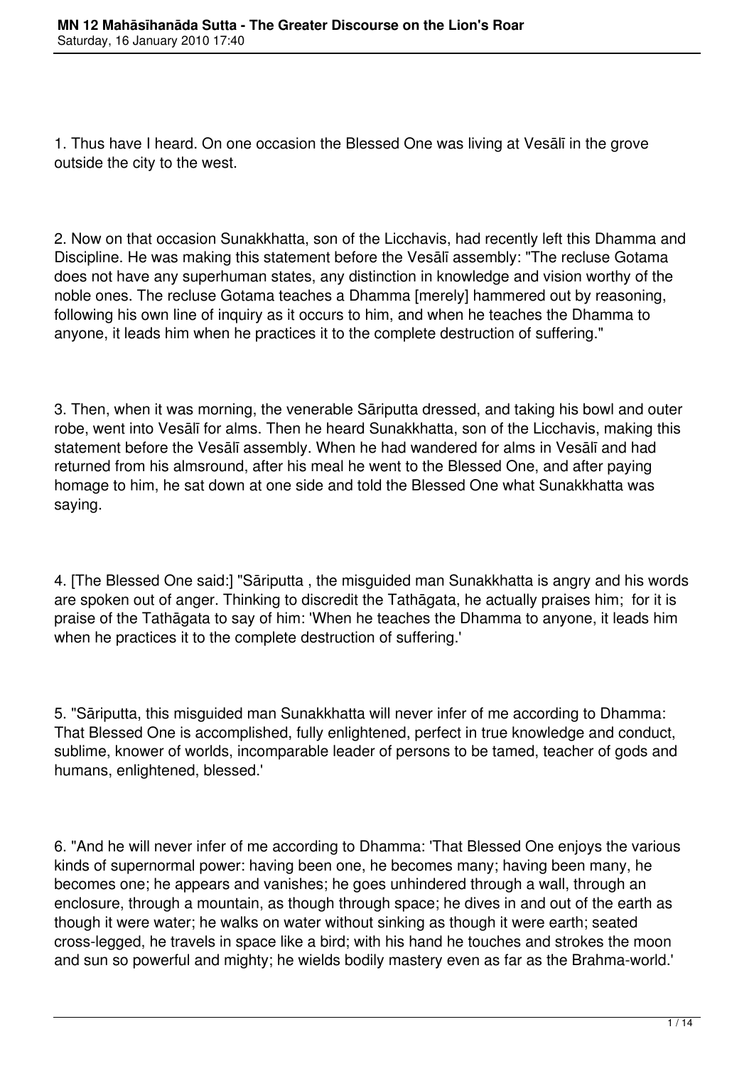1. Thus have I heard. On one occasion the Blessed One was living at Vesālī in the grove outside the city to the west.

2. Now on that occasion Sunakkhatta, son of the Licchavis, had recently left this Dhamma and Discipline. He was making this statement before the Vesālī assembly: "The recluse Gotama does not have any superhuman states, any distinction in knowledge and vision worthy of the noble ones. The recluse Gotama teaches a Dhamma [merely] hammered out by reasoning, following his own line of inquiry as it occurs to him, and when he teaches the Dhamma to anyone, it leads him when he practices it to the complete destruction of suffering."

3. Then, when it was morning, the venerable Sāriputta dressed, and taking his bowl and outer robe, went into Vesālī for alms. Then he heard Sunakkhatta, son of the Licchavis, making this statement before the Vesālī assembly. When he had wandered for alms in Vesālī and had returned from his almsround, after his meal he went to the Blessed One, and after paying homage to him, he sat down at one side and told the Blessed One what Sunakkhatta was saying.

4. [The Blessed One said:] "Sāriputta , the misguided man Sunakkhatta is angry and his words are spoken out of anger. Thinking to discredit the Tathāgata, he actually praises him; for it is praise of the Tathāgata to say of him: 'When he teaches the Dhamma to anyone, it leads him when he practices it to the complete destruction of suffering.'

5. "Sāriputta, this misguided man Sunakkhatta will never infer of me according to Dhamma: That Blessed One is accomplished, fully enlightened, perfect in true knowledge and conduct, sublime, knower of worlds, incomparable leader of persons to be tamed, teacher of gods and humans, enlightened, blessed.'

6. "And he will never infer of me according to Dhamma: 'That Blessed One enjoys the various kinds of supernormal power: having been one, he becomes many; having been many, he becomes one; he appears and vanishes; he goes unhindered through a wall, through an enclosure, through a mountain, as though through space; he dives in and out of the earth as though it were water; he walks on water without sinking as though it were earth; seated cross-legged, he travels in space like a bird; with his hand he touches and strokes the moon and sun so powerful and mighty; he wields bodily mastery even as far as the Brahma-world.'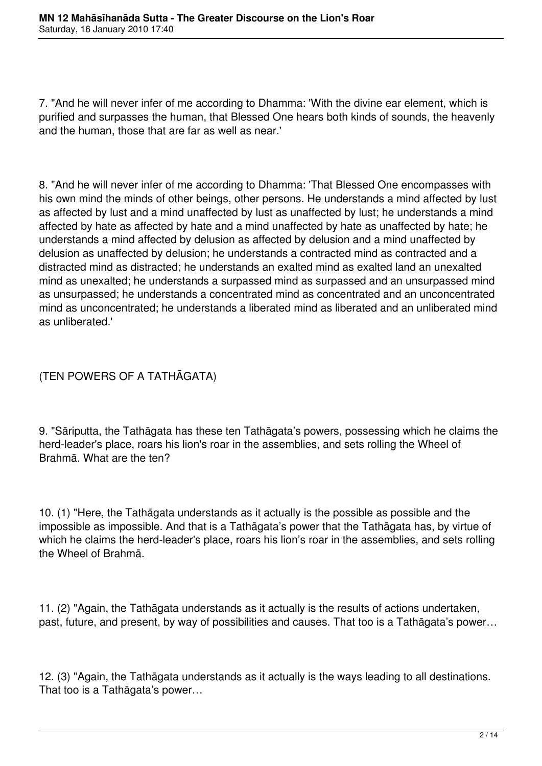7. "And he will never infer of me according to Dhamma: 'With the divine ear element, which is purified and surpasses the human, that Blessed One hears both kinds of sounds, the heavenly and the human, those that are far as well as near.'

8. "And he will never infer of me according to Dhamma: 'That Blessed One encompasses with his own mind the minds of other beings, other persons. He understands a mind affected by lust as affected by lust and a mind unaffected by lust as unaffected by lust; he understands a mind affected by hate as affected by hate and a mind unaffected by hate as unaffected by hate; he understands a mind affected by delusion as affected by delusion and a mind unaffected by delusion as unaffected by delusion; he understands a contracted mind as contracted and a distracted mind as distracted; he understands an exalted mind as exalted land an unexalted mind as unexalted; he understands a surpassed mind as surpassed and an unsurpassed mind as unsurpassed; he understands a concentrated mind as concentrated and an unconcentrated mind as unconcentrated; he understands a liberated mind as liberated and an unliberated mind as unliberated.'

(TEN POWERS OF A TATHĀGATA)

9. "Sāriputta, the Tathāgata has these ten Tathāgata's powers, possessing which he claims the herd-leader's place, roars his lion's roar in the assemblies, and sets rolling the Wheel of Brahmā. What are the ten?

10. (1) "Here, the Tathāgata understands as it actually is the possible as possible and the impossible as impossible. And that is a Tathāgata's power that the Tathāgata has, by virtue of which he claims the herd-leader's place, roars his lion's roar in the assemblies, and sets rolling the Wheel of Brahmā.

11. (2) "Again, the Tathāgata understands as it actually is the results of actions undertaken, past, future, and present, by way of possibilities and causes. That too is a Tathāgata's power…

12. (3) "Again, the Tathāgata understands as it actually is the ways leading to all destinations. That too is a Tathāgata's power…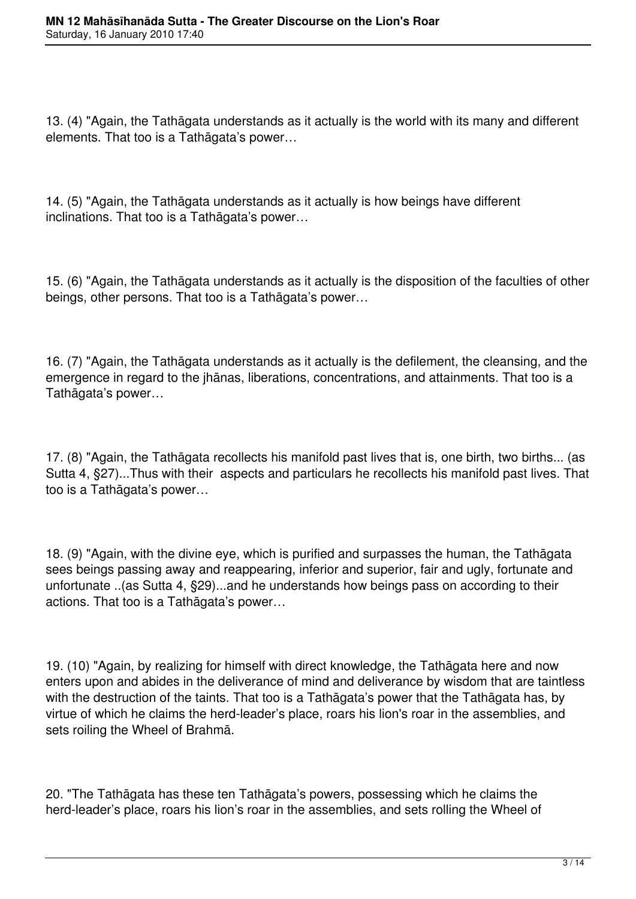13. (4) "Again, the Tathāgata understands as it actually is the world with its many and different elements. That too is a Tathāgata's power…

14. (5) "Again, the Tathāgata understands as it actually is how beings have different inclinations. That too is a Tathāgata's power…

15. (6) "Again, the Tathāgata understands as it actually is the disposition of the faculties of other beings, other persons. That too is a Tathāgata's power…

16. (7) "Again, the Tathāgata understands as it actually is the defilement, the cleansing, and the emergence in regard to the jhānas, liberations, concentrations, and attainments. That too is a Tathāgata's power…

17. (8) "Again, the Tathāgata recollects his manifold past lives that is, one birth, two births... (as Sutta 4, §27)...Thus with their aspects and particulars he recollects his manifold past lives. That too is a Tathāgata's power…

18. (9) "Again, with the divine eye, which is purified and surpasses the human, the Tathāgata sees beings passing away and reappearing, inferior and superior, fair and ugly, fortunate and unfortunate ..(as Sutta 4, §29)...and he understands how beings pass on according to their actions. That too is a Tathāgata's power…

19. (10) "Again, by realizing for himself with direct knowledge, the Tathāgata here and now enters upon and abides in the deliverance of mind and deliverance by wisdom that are taintless with the destruction of the taints. That too is a Tathāgata's power that the Tathāgata has, by virtue of which he claims the herd-leader's place, roars his lion's roar in the assemblies, and sets roiling the Wheel of Brahmā.

20. "The Tathāgata has these ten Tathāgata's powers, possessing which he claims the herd-leader's place, roars his lion's roar in the assemblies, and sets rolling the Wheel of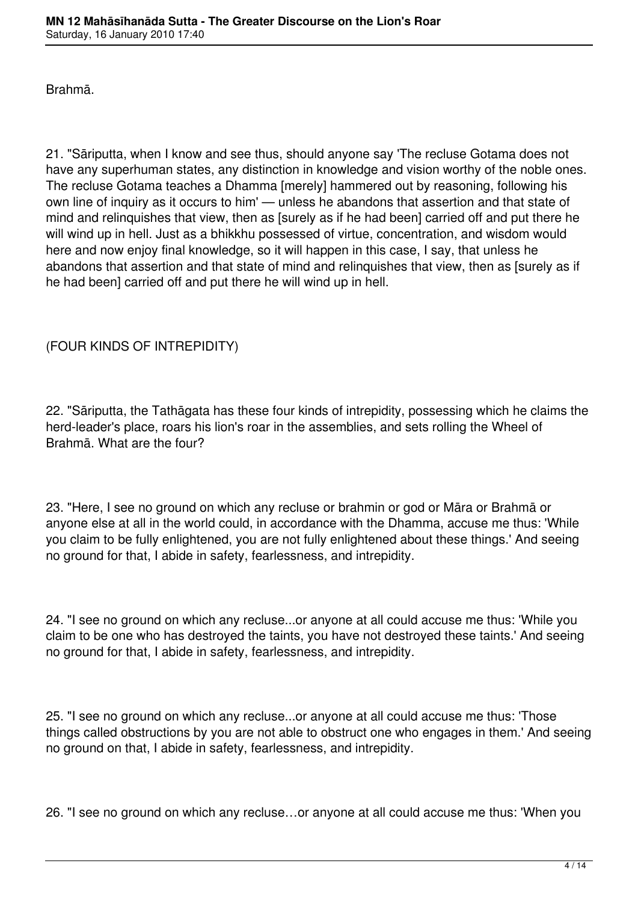Brahmā.

21. "Sāriputta, when I know and see thus, should anyone say 'The recluse Gotama does not have any superhuman states, any distinction in knowledge and vision worthy of the noble ones. The recluse Gotama teaches a Dhamma [merely] hammered out by reasoning, following his own line of inquiry as it occurs to him' — unless he abandons that assertion and that state of mind and relinquishes that view, then as [surely as if he had been] carried off and put there he will wind up in hell. Just as a bhikkhu possessed of virtue, concentration, and wisdom would here and now enjoy final knowledge, so it will happen in this case, I say, that unless he abandons that assertion and that state of mind and relinquishes that view, then as [surely as if he had been] carried off and put there he will wind up in hell.

(FOUR KINDS OF INTREPIDITY)

22. "Sāriputta, the Tathāgata has these four kinds of intrepidity, possessing which he claims the herd-leader's place, roars his lion's roar in the assemblies, and sets rolling the Wheel of Brahmā. What are the four?

23. "Here, I see no ground on which any recluse or brahmin or god or Māra or Brahmā or anyone else at all in the world could, in accordance with the Dhamma, accuse me thus: 'While you claim to be fully enlightened, you are not fully enlightened about these things.' And seeing no ground for that, I abide in safety, fearlessness, and intrepidity.

24. "I see no ground on which any recluse...or anyone at all could accuse me thus: 'While you claim to be one who has destroyed the taints, you have not destroyed these taints.' And seeing no ground for that, I abide in safety, fearlessness, and intrepidity.

25. "I see no ground on which any recluse...or anyone at all could accuse me thus: 'Those things called obstructions by you are not able to obstruct one who engages in them.' And seeing no ground on that, I abide in safety, fearlessness, and intrepidity.

26. "I see no ground on which any recluse…or anyone at all could accuse me thus: 'When you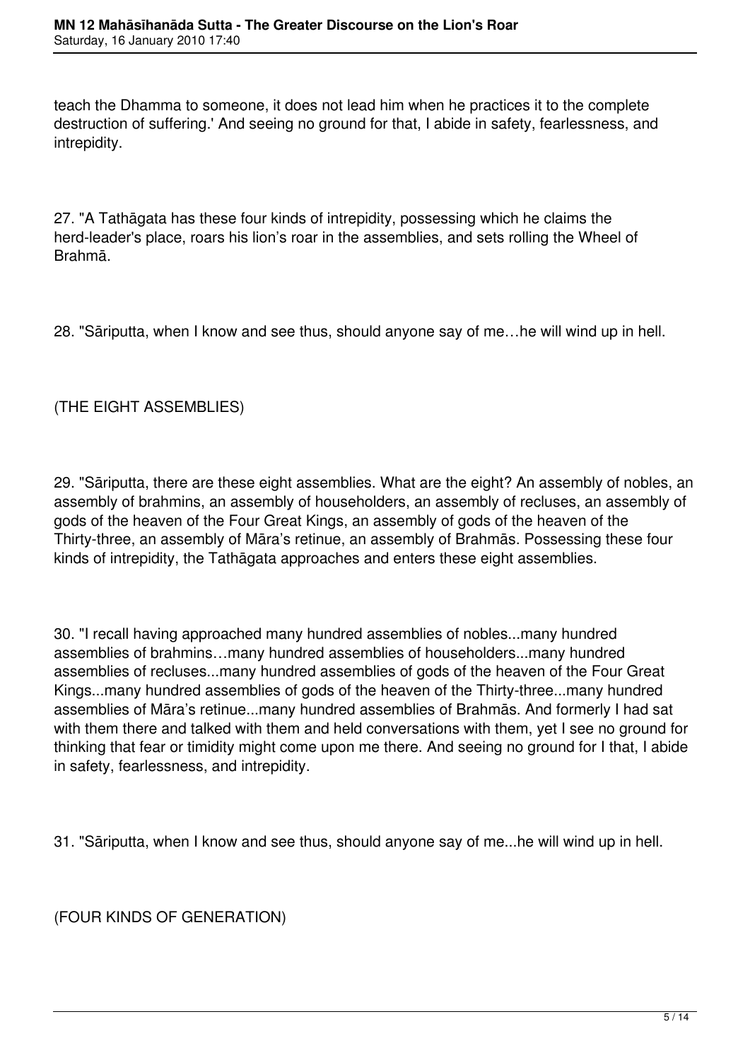teach the Dhamma to someone, it does not lead him when he practices it to the complete destruction of suffering.' And seeing no ground for that, I abide in safety, fearlessness, and intrepidity.

27. "A Tathāgata has these four kinds of intrepidity, possessing which he claims the herd-leader's place, roars his lion's roar in the assemblies, and sets rolling the Wheel of Brahmā.

28. "Sāriputta, when I know and see thus, should anyone say of me…he will wind up in hell.

(THE EIGHT ASSEMBLIES)

29. "Sāriputta, there are these eight assemblies. What are the eight? An assembly of nobles, an assembly of brahmins, an assembly of householders, an assembly of recluses, an assembly of gods of the heaven of the Four Great Kings, an assembly of gods of the heaven of the Thirty-three, an assembly of Māra's retinue, an assembly of Brahmās. Possessing these four kinds of intrepidity, the Tathāgata approaches and enters these eight assemblies.

30. "I recall having approached many hundred assemblies of nobles...many hundred assemblies of brahmins…many hundred assemblies of householders...many hundred assemblies of recluses...many hundred assemblies of gods of the heaven of the Four Great Kings...many hundred assemblies of gods of the heaven of the Thirty-three...many hundred assemblies of Māra's retinue...many hundred assemblies of Brahmās. And formerly I had sat with them there and talked with them and held conversations with them, yet I see no ground for thinking that fear or timidity might come upon me there. And seeing no ground for I that, I abide in safety, fearlessness, and intrepidity.

31. "Sāriputta, when I know and see thus, should anyone say of me...he will wind up in hell.

(FOUR KINDS OF GENERATION)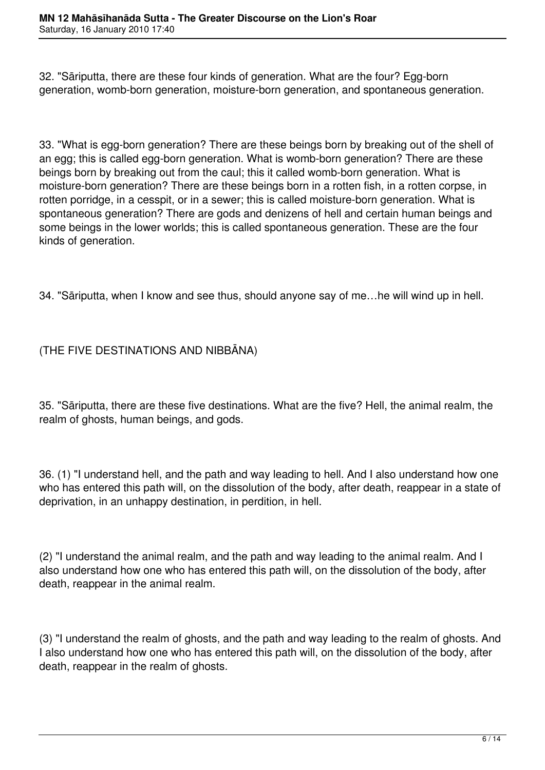32. "Sāriputta, there are these four kinds of generation. What are the four? Egg-born generation, womb-born generation, moisture-born generation, and spontaneous generation.

33. "What is egg-born generation? There are these beings born by breaking out of the shell of an egg; this is called egg-born generation. What is womb-born generation? There are these beings born by breaking out from the caul; this it called womb-born generation. What is moisture-born generation? There are these beings born in a rotten fish, in a rotten corpse, in rotten porridge, in a cesspit, or in a sewer; this is called moisture-born generation. What is spontaneous generation? There are gods and denizens of hell and certain human beings and some beings in the lower worlds; this is called spontaneous generation. These are the four kinds of generation.

34. "Sāriputta, when I know and see thus, should anyone say of me…he will wind up in hell.

(THE FIVE DESTINATIONS AND NIBBĀNA)

35. "Sāriputta, there are these five destinations. What are the five? Hell, the animal realm, the realm of ghosts, human beings, and gods.

36. (1) "I understand hell, and the path and way leading to hell. And I also understand how one who has entered this path will, on the dissolution of the body, after death, reappear in a state of deprivation, in an unhappy destination, in perdition, in hell.

(2) "I understand the animal realm, and the path and way leading to the animal realm. And I also understand how one who has entered this path will, on the dissolution of the body, after death, reappear in the animal realm.

(3) "I understand the realm of ghosts, and the path and way leading to the realm of ghosts. And I also understand how one who has entered this path will, on the dissolution of the body, after death, reappear in the realm of ghosts.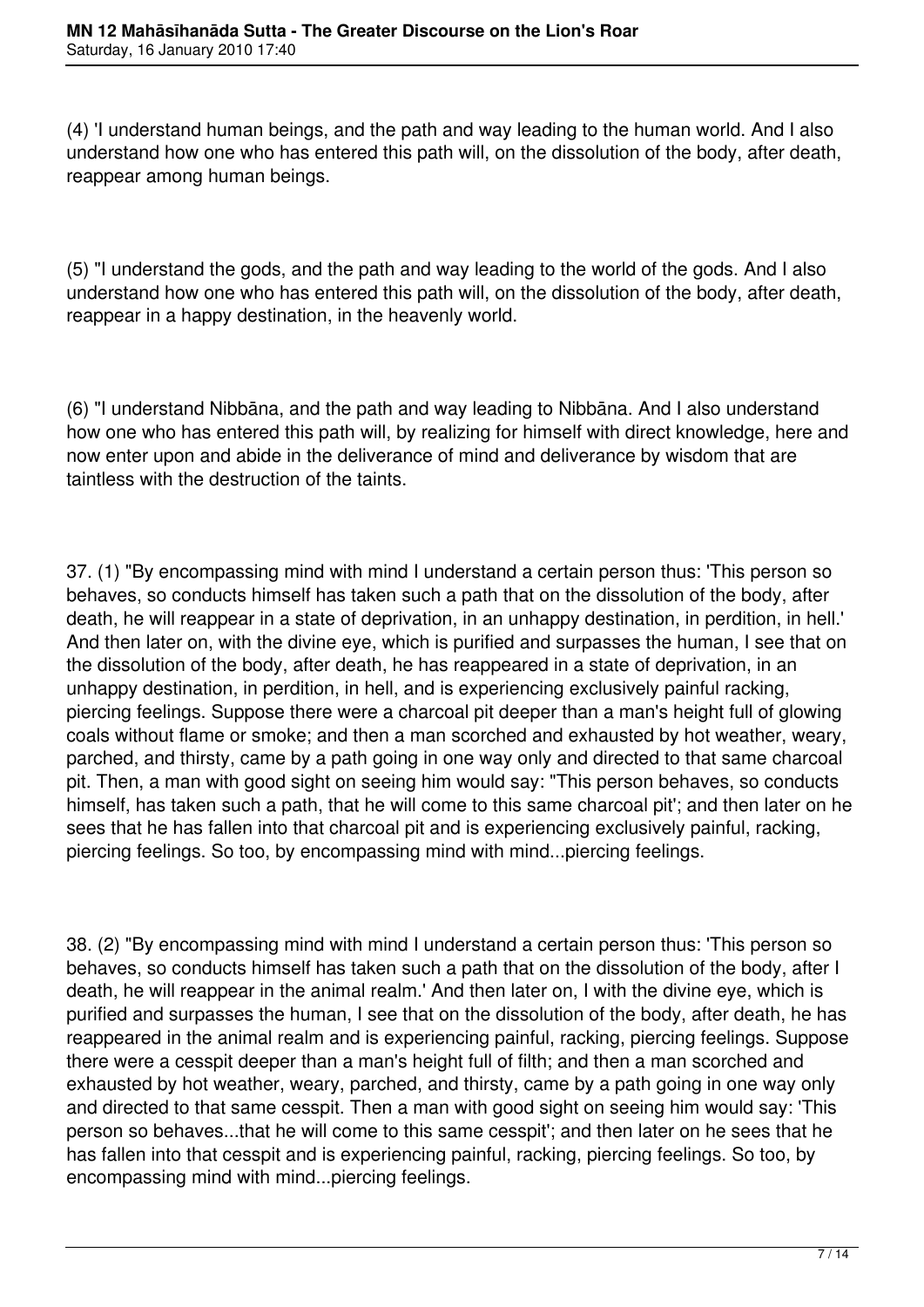(4) 'I understand human beings, and the path and way leading to the human world. And I also understand how one who has entered this path will, on the dissolution of the body, after death, reappear among human beings.

(5) "I understand the gods, and the path and way leading to the world of the gods. And I also understand how one who has entered this path will, on the dissolution of the body, after death, reappear in a happy destination, in the heavenly world.

(6) "I understand Nibbāna, and the path and way leading to Nibbāna. And I also understand how one who has entered this path will, by realizing for himself with direct knowledge, here and now enter upon and abide in the deliverance of mind and deliverance by wisdom that are taintless with the destruction of the taints.

37. (1) "By encompassing mind with mind I understand a certain person thus: 'This person so behaves, so conducts himself has taken such a path that on the dissolution of the body, after death, he will reappear in a state of deprivation, in an unhappy destination, in perdition, in hell.' And then later on, with the divine eye, which is purified and surpasses the human, I see that on the dissolution of the body, after death, he has reappeared in a state of deprivation, in an unhappy destination, in perdition, in hell, and is experiencing exclusively painful racking, piercing feelings. Suppose there were a charcoal pit deeper than a man's height full of glowing coals without flame or smoke; and then a man scorched and exhausted by hot weather, weary, parched, and thirsty, came by a path going in one way only and directed to that same charcoal pit. Then, a man with good sight on seeing him would say: "This person behaves, so conducts himself, has taken such a path, that he will come to this same charcoal pit'; and then later on he sees that he has fallen into that charcoal pit and is experiencing exclusively painful, racking, piercing feelings. So too, by encompassing mind with mind...piercing feelings.

38. (2) "By encompassing mind with mind I understand a certain person thus: 'This person so behaves, so conducts himself has taken such a path that on the dissolution of the body, after I death, he will reappear in the animal realm.' And then later on, I with the divine eye, which is purified and surpasses the human, I see that on the dissolution of the body, after death, he has reappeared in the animal realm and is experiencing painful, racking, piercing feelings. Suppose there were a cesspit deeper than a man's height full of filth; and then a man scorched and exhausted by hot weather, weary, parched, and thirsty, came by a path going in one way only and directed to that same cesspit. Then a man with good sight on seeing him would say: 'This person so behaves...that he will come to this same cesspit'; and then later on he sees that he has fallen into that cesspit and is experiencing painful, racking, piercing feelings. So too, by encompassing mind with mind...piercing feelings.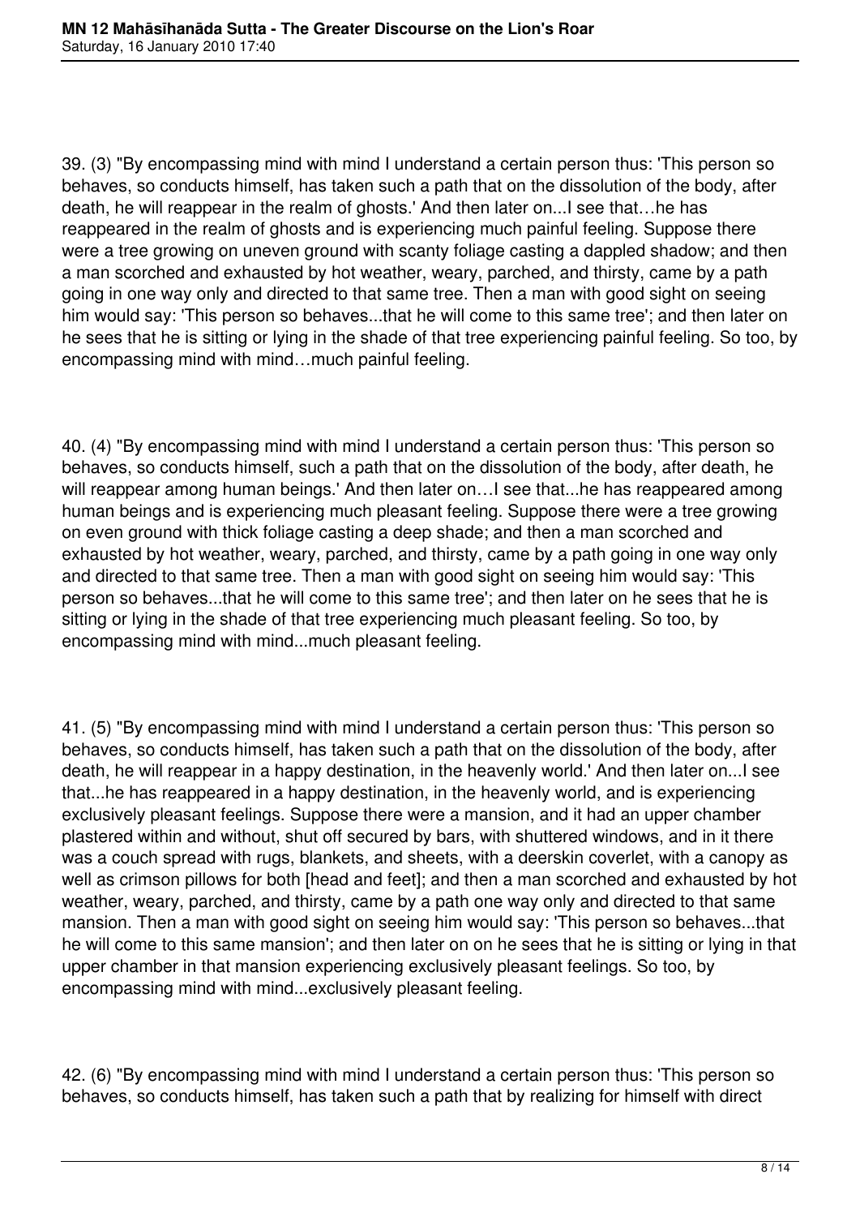39. (3) "By encompassing mind with mind I understand a certain person thus: 'This person so behaves, so conducts himself, has taken such a path that on the dissolution of the body, after death, he will reappear in the realm of ghosts.' And then later on...I see that…he has reappeared in the realm of ghosts and is experiencing much painful feeling. Suppose there were a tree growing on uneven ground with scanty foliage casting a dappled shadow; and then a man scorched and exhausted by hot weather, weary, parched, and thirsty, came by a path going in one way only and directed to that same tree. Then a man with good sight on seeing him would say: 'This person so behaves...that he will come to this same tree'; and then later on he sees that he is sitting or lying in the shade of that tree experiencing painful feeling. So too, by encompassing mind with mind…much painful feeling.

40. (4) "By encompassing mind with mind I understand a certain person thus: 'This person so behaves, so conducts himself, such a path that on the dissolution of the body, after death, he will reappear among human beings.' And then later on…I see that...he has reappeared among human beings and is experiencing much pleasant feeling. Suppose there were a tree growing on even ground with thick foliage casting a deep shade; and then a man scorched and exhausted by hot weather, weary, parched, and thirsty, came by a path going in one way only and directed to that same tree. Then a man with good sight on seeing him would say: 'This person so behaves...that he will come to this same tree'; and then later on he sees that he is sitting or lying in the shade of that tree experiencing much pleasant feeling. So too, by encompassing mind with mind...much pleasant feeling.

41. (5) "By encompassing mind with mind I understand a certain person thus: 'This person so behaves, so conducts himself, has taken such a path that on the dissolution of the body, after death, he will reappear in a happy destination, in the heavenly world.' And then later on...I see that...he has reappeared in a happy destination, in the heavenly world, and is experiencing exclusively pleasant feelings. Suppose there were a mansion, and it had an upper chamber plastered within and without, shut off secured by bars, with shuttered windows, and in it there was a couch spread with rugs, blankets, and sheets, with a deerskin coverlet, with a canopy as well as crimson pillows for both [head and feet]; and then a man scorched and exhausted by hot weather, weary, parched, and thirsty, came by a path one way only and directed to that same mansion. Then a man with good sight on seeing him would say: 'This person so behaves...that he will come to this same mansion'; and then later on on he sees that he is sitting or lying in that upper chamber in that mansion experiencing exclusively pleasant feelings. So too, by encompassing mind with mind...exclusively pleasant feeling.

42. (6) "By encompassing mind with mind I understand a certain person thus: 'This person so behaves, so conducts himself, has taken such a path that by realizing for himself with direct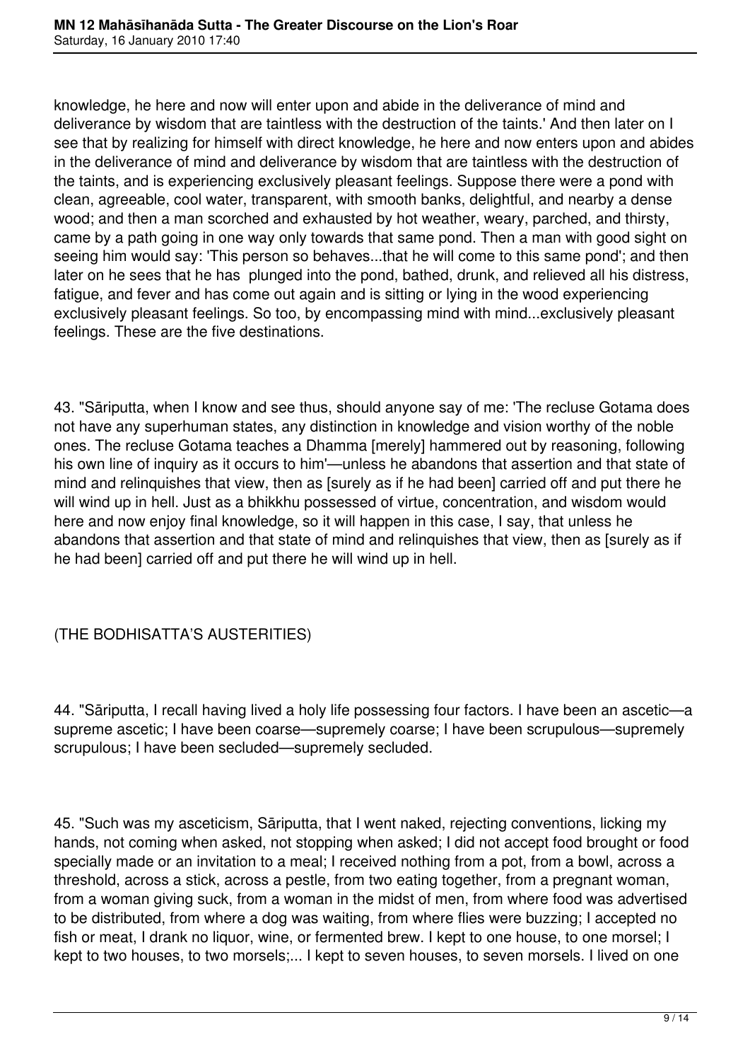knowledge, he here and now will enter upon and abide in the deliverance of mind and deliverance by wisdom that are taintless with the destruction of the taints.' And then later on I see that by realizing for himself with direct knowledge, he here and now enters upon and abides in the deliverance of mind and deliverance by wisdom that are taintless with the destruction of the taints, and is experiencing exclusively pleasant feelings. Suppose there were a pond with clean, agreeable, cool water, transparent, with smooth banks, delightful, and nearby a dense wood; and then a man scorched and exhausted by hot weather, weary, parched, and thirsty, came by a path going in one way only towards that same pond. Then a man with good sight on seeing him would say: 'This person so behaves...that he will come to this same pond'; and then later on he sees that he has plunged into the pond, bathed, drunk, and relieved all his distress, fatigue, and fever and has come out again and is sitting or lying in the wood experiencing exclusively pleasant feelings. So too, by encompassing mind with mind...exclusively pleasant feelings. These are the five destinations.

43. "Sāriputta, when I know and see thus, should anyone say of me: 'The recluse Gotama does not have any superhuman states, any distinction in knowledge and vision worthy of the noble ones. The recluse Gotama teaches a Dhamma [merely] hammered out by reasoning, following his own line of inquiry as it occurs to him'—unless he abandons that assertion and that state of mind and relinquishes that view, then as [surely as if he had been] carried off and put there he will wind up in hell. Just as a bhikkhu possessed of virtue, concentration, and wisdom would here and now enjoy final knowledge, so it will happen in this case, I say, that unless he abandons that assertion and that state of mind and relinquishes that view, then as [surely as if he had been] carried off and put there he will wind up in hell.

(THE BODHISATTA'S AUSTERITIES)

44. "Sāriputta, I recall having lived a holy life possessing four factors. I have been an ascetic—a supreme ascetic; I have been coarse—supremely coarse; I have been scrupulous—supremely scrupulous; I have been secluded—supremely secluded.

45. "Such was my asceticism, Sāriputta, that I went naked, rejecting conventions, licking my hands, not coming when asked, not stopping when asked; I did not accept food brought or food specially made or an invitation to a meal; I received nothing from a pot, from a bowl, across a threshold, across a stick, across a pestle, from two eating together, from a pregnant woman, from a woman giving suck, from a woman in the midst of men, from where food was advertised to be distributed, from where a dog was waiting, from where flies were buzzing; I accepted no fish or meat, I drank no liquor, wine, or fermented brew. I kept to one house, to one morsel; I kept to two houses, to two morsels;... I kept to seven houses, to seven morsels. I lived on one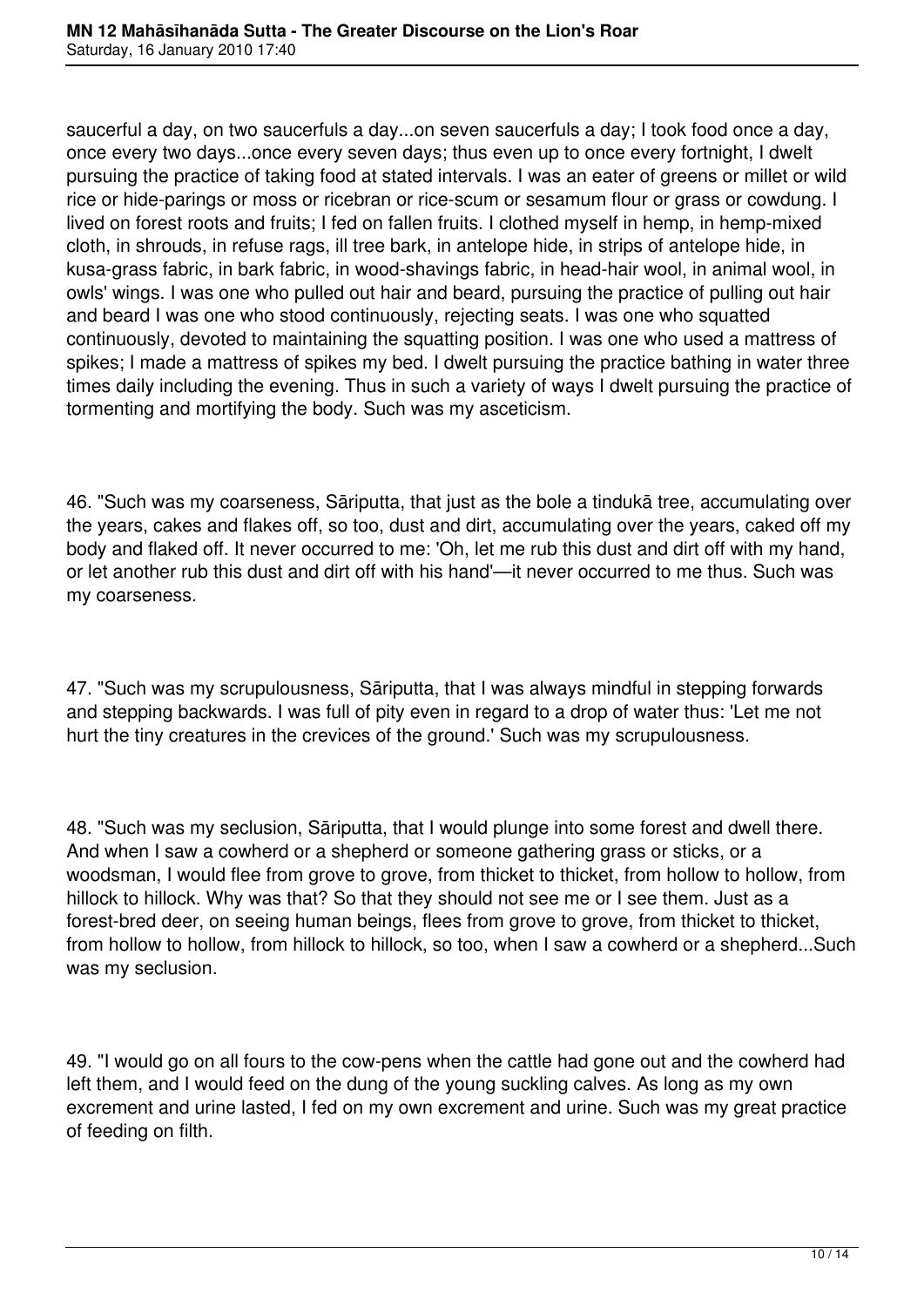saucerful a day, on two saucerfuls a day...on seven saucerfuls a day; I took food once a day, once every two days...once every seven days; thus even up to once every fortnight, I dwelt pursuing the practice of taking food at stated intervals. I was an eater of greens or millet or wild rice or hide-parings or moss or ricebran or rice-scum or sesamum flour or grass or cowdung. I lived on forest roots and fruits; I fed on fallen fruits. I clothed myself in hemp, in hemp-mixed cloth, in shrouds, in refuse rags, ill tree bark, in antelope hide, in strips of antelope hide, in kusa-grass fabric, in bark fabric, in wood-shavings fabric, in head-hair wool, in animal wool, in owls' wings. I was one who pulled out hair and beard, pursuing the practice of pulling out hair and beard I was one who stood continuously, rejecting seats. I was one who squatted continuously, devoted to maintaining the squatting position. I was one who used a mattress of spikes; I made a mattress of spikes my bed. I dwelt pursuing the practice bathing in water three times daily including the evening. Thus in such a variety of ways I dwelt pursuing the practice of tormenting and mortifying the body. Such was my asceticism.

46. "Such was my coarseness, Sāriputta, that just as the bole a tindukā tree, accumulating over the years, cakes and flakes off, so too, dust and dirt, accumulating over the years, caked off my body and flaked off. It never occurred to me: 'Oh, let me rub this dust and dirt off with my hand, or let another rub this dust and dirt off with his hand'—it never occurred to me thus. Such was my coarseness.

47. "Such was my scrupulousness, Sāriputta, that I was always mindful in stepping forwards and stepping backwards. I was full of pity even in regard to a drop of water thus: 'Let me not hurt the tiny creatures in the crevices of the ground.' Such was my scrupulousness.

48. "Such was my seclusion, Sāriputta, that I would plunge into some forest and dwell there. And when I saw a cowherd or a shepherd or someone gathering grass or sticks, or a woodsman, I would flee from grove to grove, from thicket to thicket, from hollow to hollow, from hillock to hillock. Why was that? So that they should not see me or I see them. Just as a forest-bred deer, on seeing human beings, flees from grove to grove, from thicket to thicket, from hollow to hollow, from hillock to hillock, so too, when I saw a cowherd or a shepherd...Such was my seclusion.

49. "I would go on all fours to the cow-pens when the cattle had gone out and the cowherd had left them, and I would feed on the dung of the young suckling calves. As long as my own excrement and urine lasted, I fed on my own excrement and urine. Such was my great practice of feeding on filth.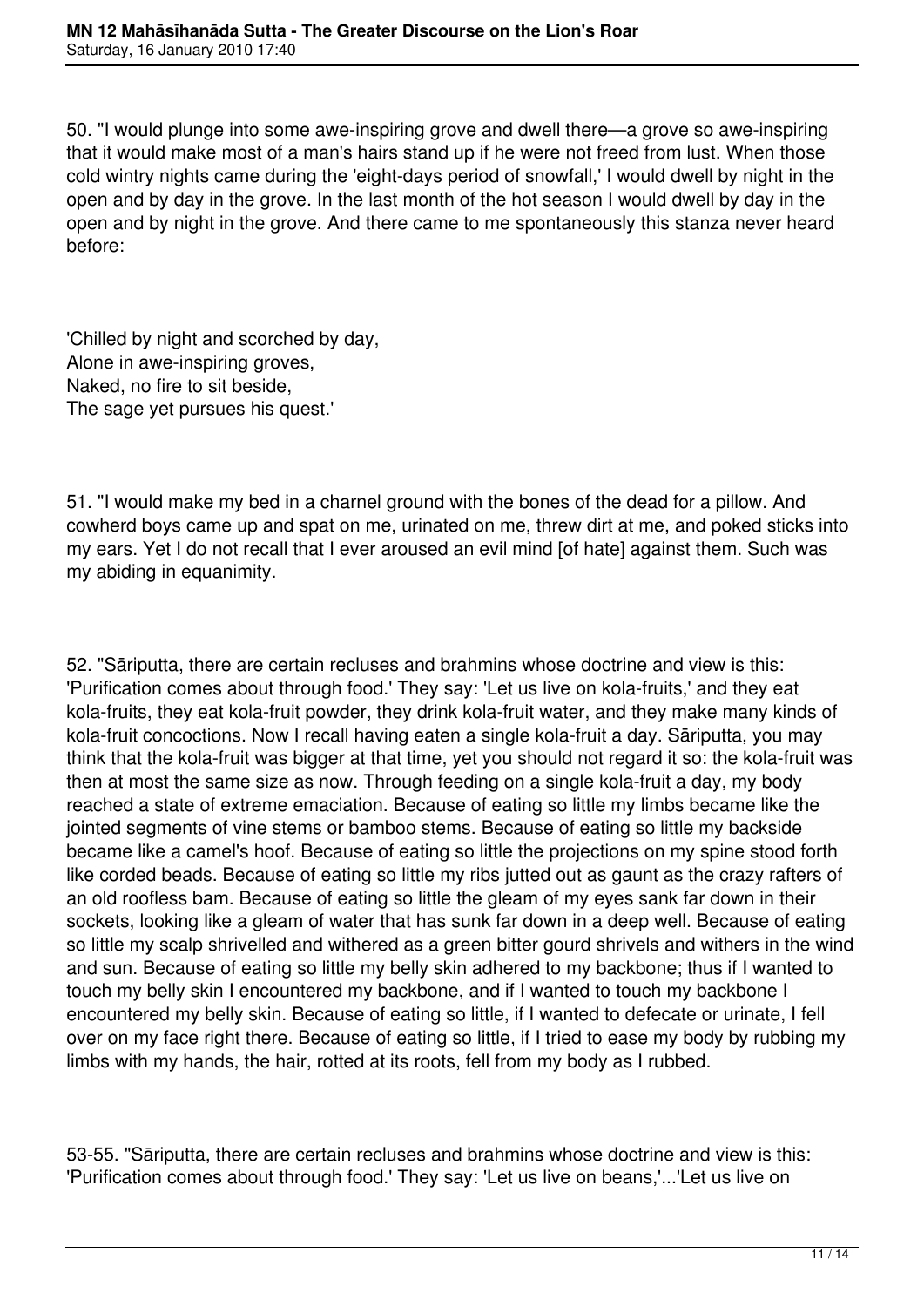50. "I would plunge into some awe-inspiring grove and dwell there—a grove so awe-inspiring that it would make most of a man's hairs stand up if he were not freed from lust. When those cold wintry nights came during the 'eight-days period of snowfall,' I would dwell by night in the open and by day in the grove. In the last month of the hot season I would dwell by day in the open and by night in the grove. And there came to me spontaneously this stanza never heard before:

'Chilled by night and scorched by day,
Alone in awe-inspiring groves,
Naked, no fire to sit beside,
The sage yet pursues his quest.'

51. "I would make my bed in a charnel ground with the bones of the dead for a pillow. And cowherd boys came up and spat on me, urinated on me, threw dirt at me, and poked sticks into my ears. Yet I do not recall that I ever aroused an evil mind [of hate] against them. Such was my abiding in equanimity.

52. "Sāriputta, there are certain recluses and brahmins whose doctrine and view is this: 'Purification comes about through food.' They say: 'Let us live on kola-fruits,' and they eat kola-fruits, they eat kola-fruit powder, they drink kola-fruit water, and they make many kinds of kola-fruit concoctions. Now I recall having eaten a single kola-fruit a day. Sāriputta, you may think that the kola-fruit was bigger at that time, yet you should not regard it so: the kola-fruit was then at most the same size as now. Through feeding on a single kola-fruit a day, my body reached a state of extreme emaciation. Because of eating so little my limbs became like the jointed segments of vine stems or bamboo stems. Because of eating so little my backside became like a camel's hoof. Because of eating so little the projections on my spine stood forth like corded beads. Because of eating so little my ribs jutted out as gaunt as the crazy rafters of an old roofless bam. Because of eating so little the gleam of my eyes sank far down in their sockets, looking like a gleam of water that has sunk far down in a deep well. Because of eating so little my scalp shrivelled and withered as a green bitter gourd shrivels and withers in the wind and sun. Because of eating so little my belly skin adhered to my backbone; thus if I wanted to touch my belly skin I encountered my backbone, and if I wanted to touch my backbone I encountered my belly skin. Because of eating so little, if I wanted to defecate or urinate, I fell over on my face right there. Because of eating so little, if I tried to ease my body by rubbing my limbs with my hands, the hair, rotted at its roots, fell from my body as I rubbed.

53-55. "Sāriputta, there are certain recluses and brahmins whose doctrine and view is this: 'Purification comes about through food.' They say: 'Let us live on beans,'...'Let us live on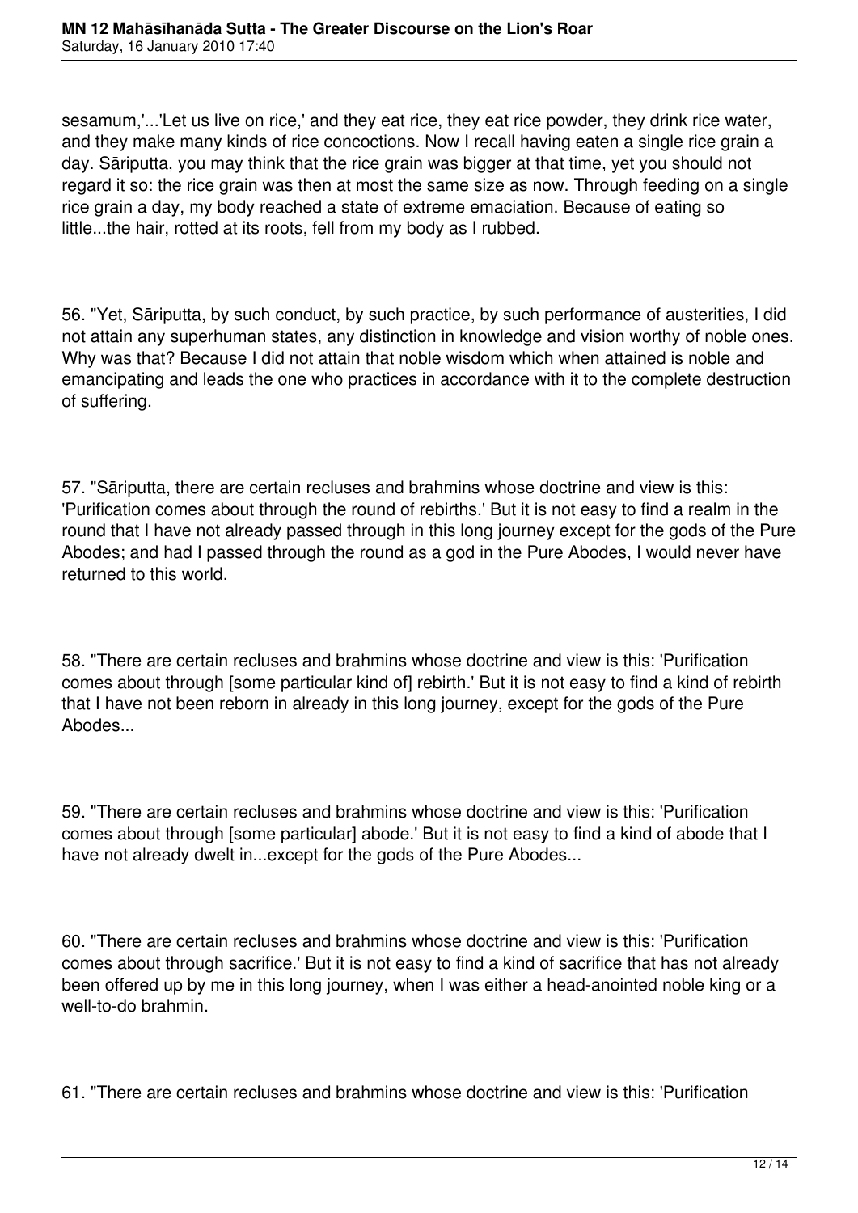sesamum,'...'Let us live on rice,' and they eat rice, they eat rice powder, they drink rice water, and they make many kinds of rice concoctions. Now I recall having eaten a single rice grain a day. Sāriputta, you may think that the rice grain was bigger at that time, yet you should not regard it so: the rice grain was then at most the same size as now. Through feeding on a single rice grain a day, my body reached a state of extreme emaciation. Because of eating so little...the hair, rotted at its roots, fell from my body as I rubbed.

56. "Yet, Sāriputta, by such conduct, by such practice, by such performance of austerities, I did not attain any superhuman states, any distinction in knowledge and vision worthy of noble ones. Why was that? Because I did not attain that noble wisdom which when attained is noble and emancipating and leads the one who practices in accordance with it to the complete destruction of suffering.

57. "Sāriputta, there are certain recluses and brahmins whose doctrine and view is this: 'Purification comes about through the round of rebirths.' But it is not easy to find a realm in the round that I have not already passed through in this long journey except for the gods of the Pure Abodes; and had I passed through the round as a god in the Pure Abodes, I would never have returned to this world.

58. "There are certain recluses and brahmins whose doctrine and view is this: 'Purification comes about through [some particular kind of] rebirth.' But it is not easy to find a kind of rebirth that I have not been reborn in already in this long journey, except for the gods of the Pure Abodes...

59. "There are certain recluses and brahmins whose doctrine and view is this: 'Purification comes about through [some particular] abode.' But it is not easy to find a kind of abode that I have not already dwelt in...except for the gods of the Pure Abodes...

60. "There are certain recluses and brahmins whose doctrine and view is this: 'Purification comes about through sacrifice.' But it is not easy to find a kind of sacrifice that has not already been offered up by me in this long journey, when I was either a head-anointed noble king or a well-to-do brahmin.

61. "There are certain recluses and brahmins whose doctrine and view is this: 'Purification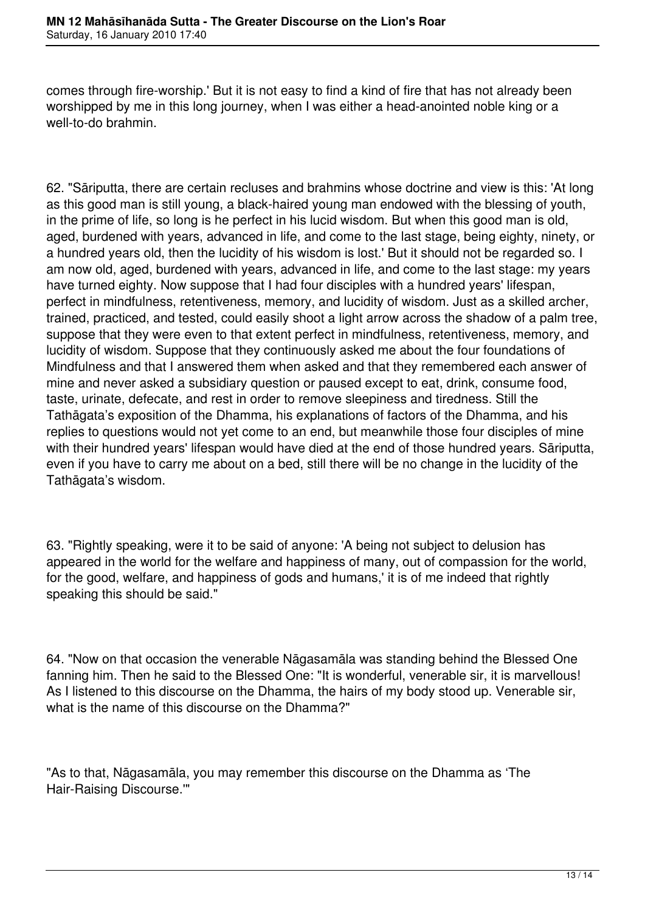comes through fire-worship.' But it is not easy to find a kind of fire that has not already been worshipped by me in this long journey, when I was either a head-anointed noble king or a well-to-do brahmin.

62. "Sāriputta, there are certain recluses and brahmins whose doctrine and view is this: 'At long as this good man is still young, a black-haired young man endowed with the blessing of youth, in the prime of life, so long is he perfect in his lucid wisdom. But when this good man is old, aged, burdened with years, advanced in life, and come to the last stage, being eighty, ninety, or a hundred years old, then the lucidity of his wisdom is lost.' But it should not be regarded so. I am now old, aged, burdened with years, advanced in life, and come to the last stage: my years have turned eighty. Now suppose that I had four disciples with a hundred years' lifespan, perfect in mindfulness, retentiveness, memory, and lucidity of wisdom. Just as a skilled archer, trained, practiced, and tested, could easily shoot a light arrow across the shadow of a palm tree, suppose that they were even to that extent perfect in mindfulness, retentiveness, memory, and lucidity of wisdom. Suppose that they continuously asked me about the four foundations of Mindfulness and that I answered them when asked and that they remembered each answer of mine and never asked a subsidiary question or paused except to eat, drink, consume food, taste, urinate, defecate, and rest in order to remove sleepiness and tiredness. Still the Tathāgata's exposition of the Dhamma, his explanations of factors of the Dhamma, and his replies to questions would not yet come to an end, but meanwhile those four disciples of mine with their hundred years' lifespan would have died at the end of those hundred years. Sāriputta, even if you have to carry me about on a bed, still there will be no change in the lucidity of the Tathāgata's wisdom.

63. "Rightly speaking, were it to be said of anyone: 'A being not subject to delusion has appeared in the world for the welfare and happiness of many, out of compassion for the world, for the good, welfare, and happiness of gods and humans,' it is of me indeed that rightly speaking this should be said."

64. "Now on that occasion the venerable Nāgasamāla was standing behind the Blessed One fanning him. Then he said to the Blessed One: "It is wonderful, venerable sir, it is marvellous! As I listened to this discourse on the Dhamma, the hairs of my body stood up. Venerable sir, what is the name of this discourse on the Dhamma?"

"As to that, Nāgasamāla, you may remember this discourse on the Dhamma as 'The Hair-Raising Discourse.'"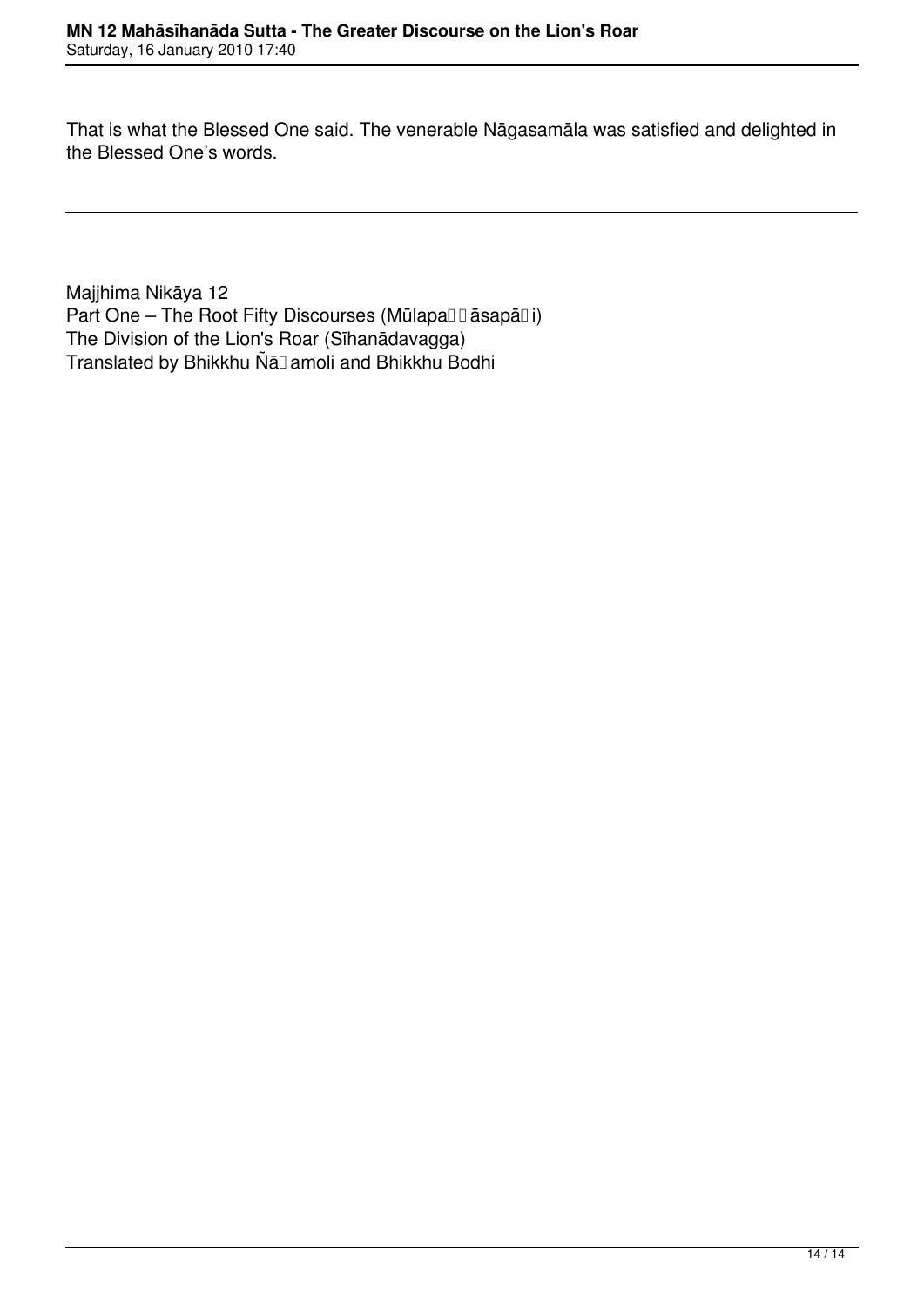That is what the Blessed One said. The venerable Nāgasamāla was satisfied and delighted in the Blessed One's words.

---

Majjhima Nikāya 12
Part One – The Root Fifty Discourses (Mūlapaṇṇāsapāḷi)
The Division of the Lion's Roar (Sīhanādavagga)
Translated by Bhikkhu Ñāṇamoli and Bhikkhu Bodhi